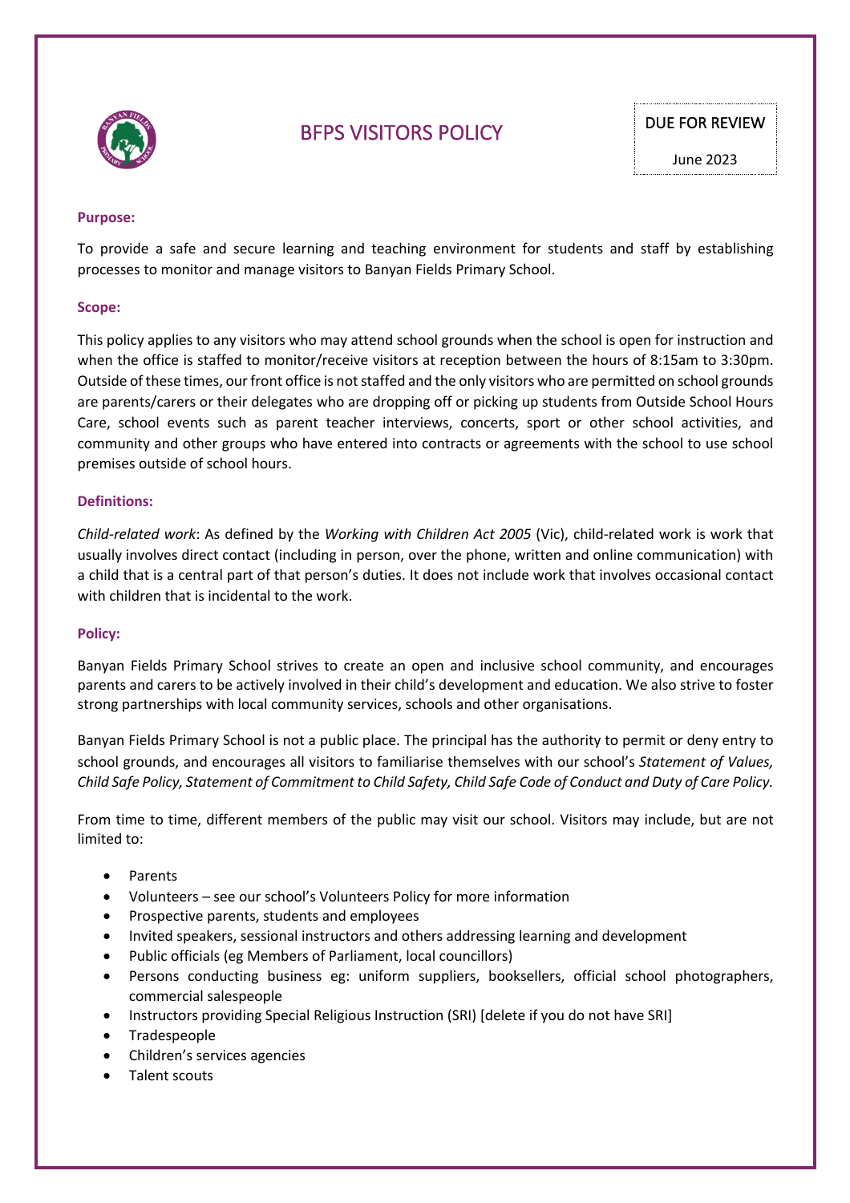# BFPS VISITORS POLICY

DUE FOR REVIEW

June 2023

### Purpose:

To provide a safe and secure learning and teaching environment for students and staff by establishing processes to monitor and manage visitors to Banyan Fields Primary School.

### Scope:

This policy applies to any visitors who may attend school grounds when the school is open for instruction and when the office is staffed to monitor/receive visitors at reception between the hours of 8:15am to 3:30pm. Outside of these times, our front office is not staffed and the only visitors who are permitted on school grounds are parents/carers or their delegates who are dropping off or picking up students from Outside School Hours Care, school events such as parent teacher interviews, concerts, sport or other school activities, and community and other groups who have entered into contracts or agreements with the school to use school premises outside of school hours.

### Definitions:

*Child-related work*: As defined by the *Working with Children Act 2005* (Vic), child-related work is work that usually involves direct contact (including in person, over the phone, written and online communication) with a child that is a central part of that person's duties. It does not include work that involves occasional contact with children that is incidental to the work.

### Policy:

Banyan Fields Primary School strives to create an open and inclusive school community, and encourages parents and carers to be actively involved in their child's development and education. We also strive to foster strong partnerships with local community services, schools and other organisations.

Banyan Fields Primary School is not a public place. The principal has the authority to permit or deny entry to school grounds, and encourages all visitors to familiarise themselves with our school's *Statement of Values, Child Safe Policy, Statement of Commitment to Child Safety, Child Safe Code of Conduct and Duty of Care Policy.*

From time to time, different members of the public may visit our school. Visitors may include, but are not limited to:

- Parents
- Volunteers – see our school's Volunteers Policy for more information
- Prospective parents, students and employees
- Invited speakers, sessional instructors and others addressing learning and development
- Public officials (eg Members of Parliament, local councillors)
- Persons conducting business eg: uniform suppliers, booksellers, official school photographers, commercial salespeople
- Instructors providing Special Religious Instruction (SRI) [delete if you do not have SRI]
- Tradespeople
- Children's services agencies
- Talent scouts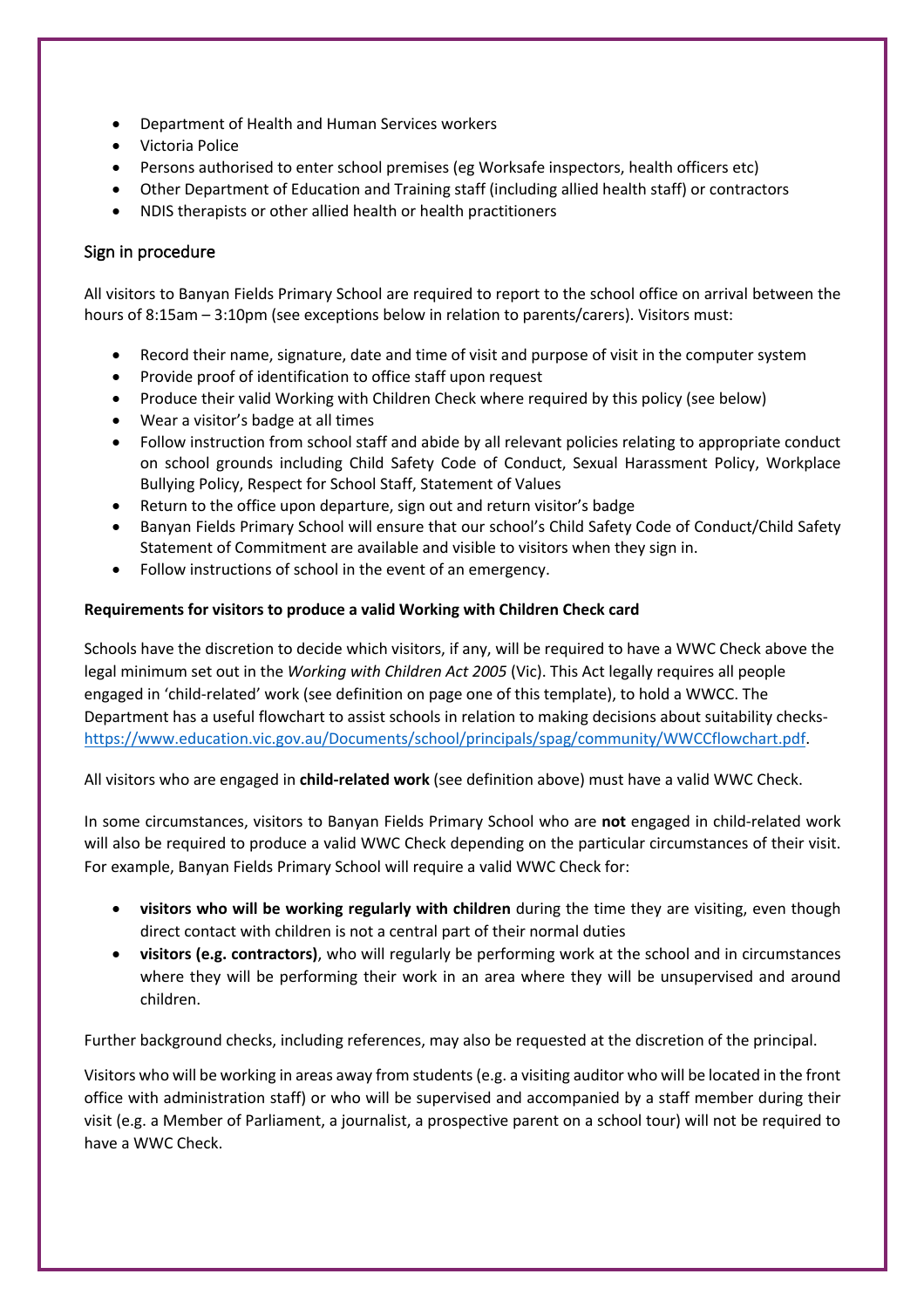- Department of Health and Human Services workers
- Victoria Police
- Persons authorised to enter school premises (eg Worksafe inspectors, health officers etc)
- Other Department of Education and Training staff (including allied health staff) or contractors
- NDIS therapists or other allied health or health practitioners

## Sign in procedure

All visitors to Banyan Fields Primary School are required to report to the school office on arrival between the hours of 8:15am – 3:10pm (see exceptions below in relation to parents/carers). Visitors must:

- Record their name, signature, date and time of visit and purpose of visit in the computer system
- Provide proof of identification to office staff upon request
- Produce their valid Working with Children Check where required by this policy (see below)
- Wear a visitor's badge at all times
- Follow instruction from school staff and abide by all relevant policies relating to appropriate conduct on school grounds including Child Safety Code of Conduct, Sexual Harassment Policy, Workplace Bullying Policy, Respect for School Staff, Statement of Values
- Return to the office upon departure, sign out and return visitor's badge
- Banyan Fields Primary School will ensure that our school's Child Safety Code of Conduct/Child Safety Statement of Commitment are available and visible to visitors when they sign in.
- Follow instructions of school in the event of an emergency.

**Requirements for visitors to produce a valid Working with Children Check card**

Schools have the discretion to decide which visitors, if any, will be required to have a WWC Check above the legal minimum set out in the *Working with Children Act 2005* (Vic). This Act legally requires all people engaged in 'child-related' work (see definition on page one of this template), to hold a WWCC. The Department has a useful flowchart to assist schools in relation to making decisions about suitability checks- https://www.education.vic.gov.au/Documents/school/principals/spag/community/WWCCflowchart.pdf.

All visitors who are engaged in **child-related work** (see definition above) must have a valid WWC Check.

In some circumstances, visitors to Banyan Fields Primary School who are **not** engaged in child-related work will also be required to produce a valid WWC Check depending on the particular circumstances of their visit. For example, Banyan Fields Primary School will require a valid WWC Check for:

- **visitors who will be working regularly with children** during the time they are visiting, even though direct contact with children is not a central part of their normal duties
- **visitors (e.g. contractors)**, who will regularly be performing work at the school and in circumstances where they will be performing their work in an area where they will be unsupervised and around children.

Further background checks, including references, may also be requested at the discretion of the principal.

Visitors who will be working in areas away from students (e.g. a visiting auditor who will be located in the front office with administration staff) or who will be supervised and accompanied by a staff member during their visit (e.g. a Member of Parliament, a journalist, a prospective parent on a school tour) will not be required to have a WWC Check.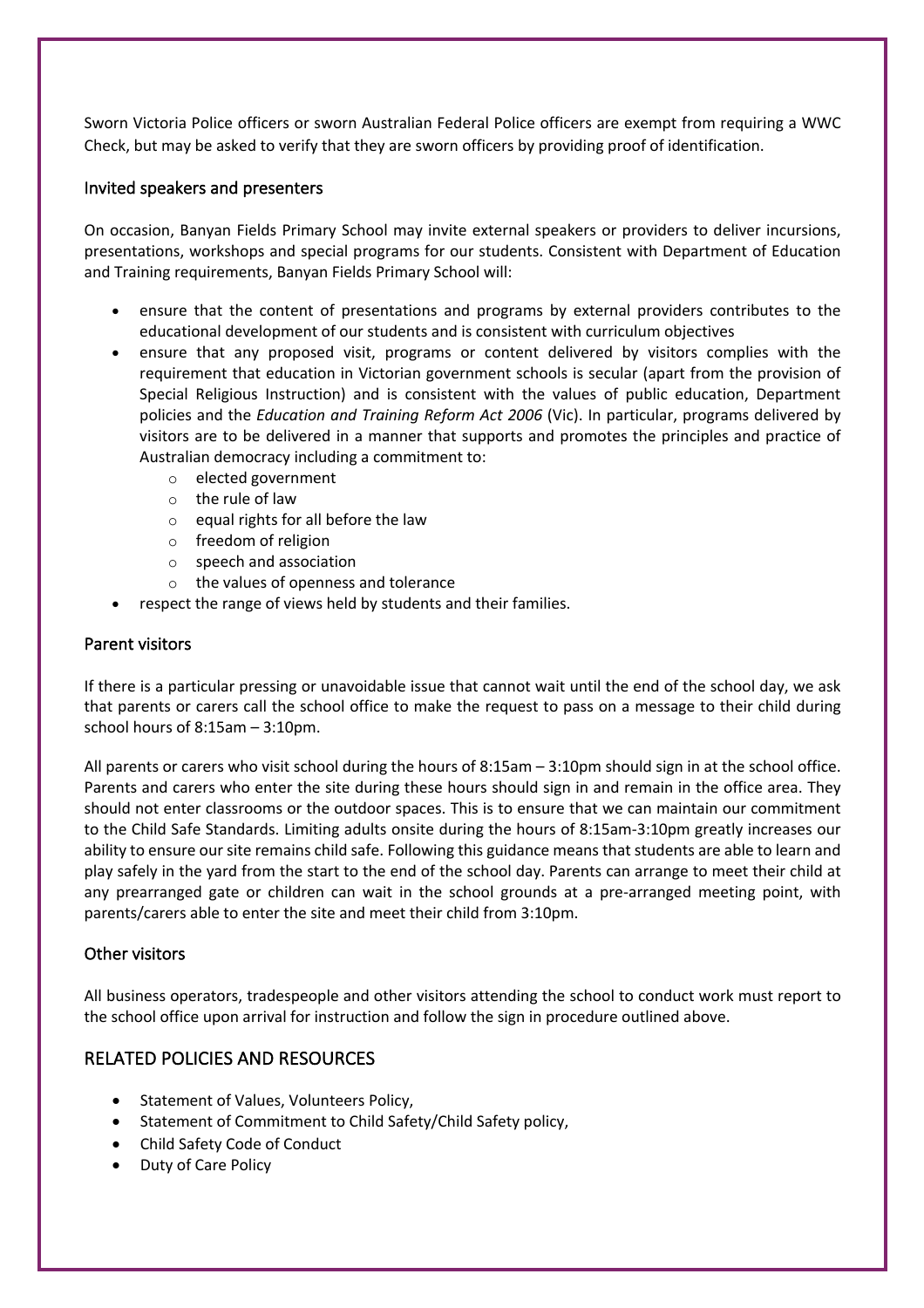Sworn Victoria Police officers or sworn Australian Federal Police officers are exempt from requiring a WWC Check, but may be asked to verify that they are sworn officers by providing proof of identification.

### Invited speakers and presenters

On occasion, Banyan Fields Primary School may invite external speakers or providers to deliver incursions, presentations, workshops and special programs for our students. Consistent with Department of Education and Training requirements, Banyan Fields Primary School will:

- ensure that the content of presentations and programs by external providers contributes to the educational development of our students and is consistent with curriculum objectives
- ensure that any proposed visit, programs or content delivered by visitors complies with the requirement that education in Victorian government schools is secular (apart from the provision of Special Religious Instruction) and is consistent with the values of public education, Department policies and the *Education and Training Reform Act 2006* (Vic). In particular, programs delivered by visitors are to be delivered in a manner that supports and promotes the principles and practice of Australian democracy including a commitment to:
  - elected government
  - the rule of law
  - equal rights for all before the law
  - freedom of religion
  - speech and association
  - the values of openness and tolerance
- respect the range of views held by students and their families.

### Parent visitors

If there is a particular pressing or unavoidable issue that cannot wait until the end of the school day, we ask that parents or carers call the school office to make the request to pass on a message to their child during school hours of 8:15am – 3:10pm.

All parents or carers who visit school during the hours of 8:15am – 3:10pm should sign in at the school office. Parents and carers who enter the site during these hours should sign in and remain in the office area. They should not enter classrooms or the outdoor spaces. This is to ensure that we can maintain our commitment to the Child Safe Standards. Limiting adults onsite during the hours of 8:15am-3:10pm greatly increases our ability to ensure our site remains child safe. Following this guidance means that students are able to learn and play safely in the yard from the start to the end of the school day. Parents can arrange to meet their child at any prearranged gate or children can wait in the school grounds at a pre-arranged meeting point, with parents/carers able to enter the site and meet their child from 3:10pm.

### Other visitors

All business operators, tradespeople and other visitors attending the school to conduct work must report to the school office upon arrival for instruction and follow the sign in procedure outlined above.

## RELATED POLICIES AND RESOURCES

- Statement of Values, Volunteers Policy,
- Statement of Commitment to Child Safety/Child Safety policy,
- Child Safety Code of Conduct
- Duty of Care Policy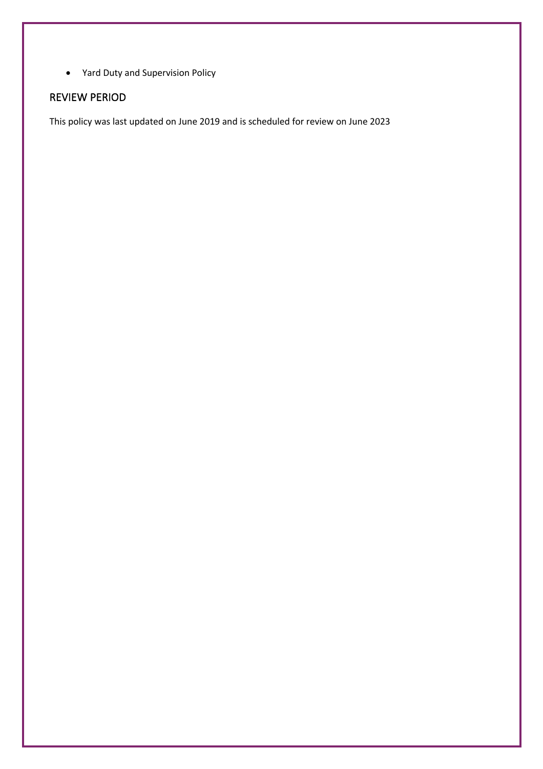- Yard Duty and Supervision Policy

## REVIEW PERIOD

This policy was last updated on June 2019 and is scheduled for review on June 2023